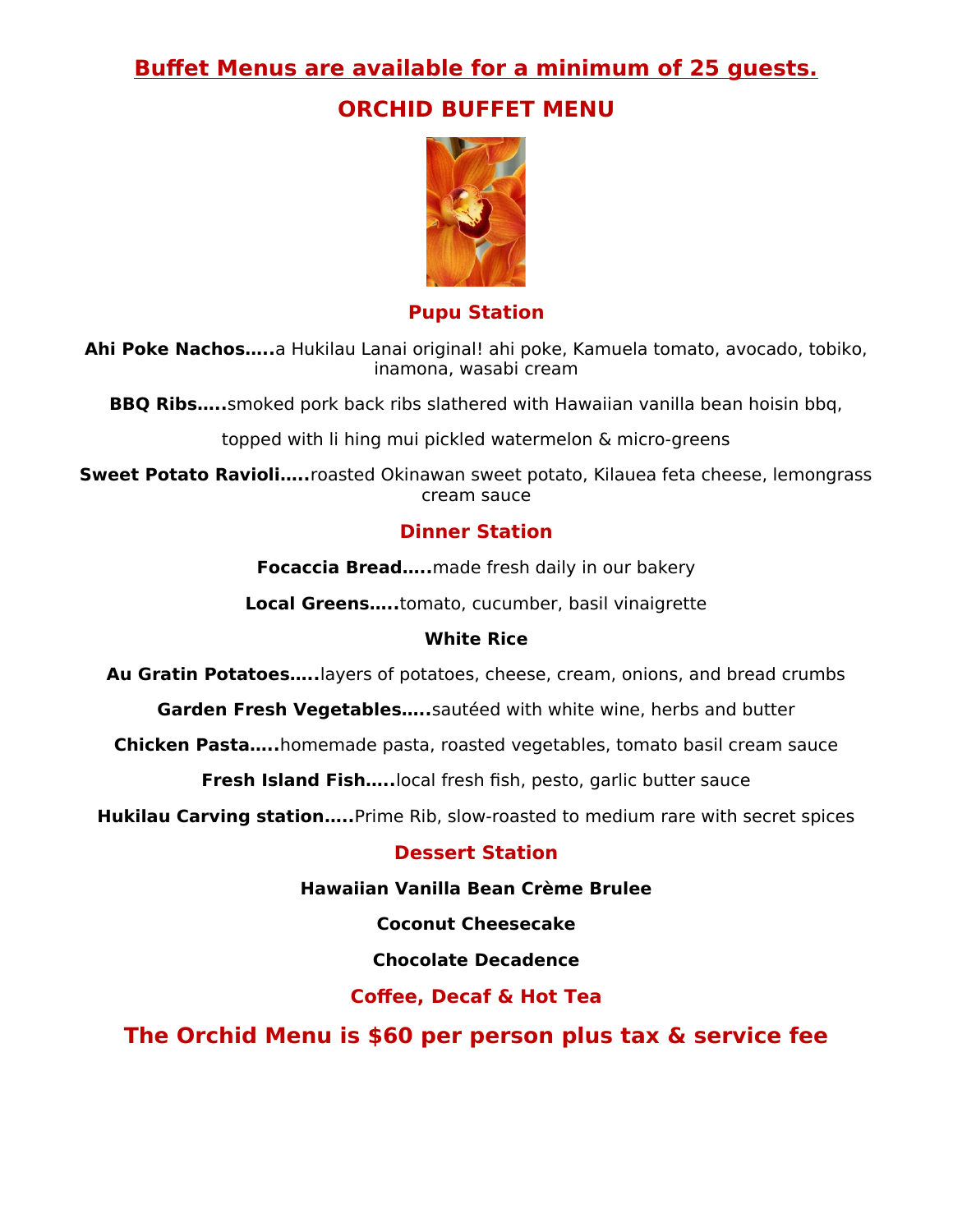**Buffet Menus are available for a minimum of 25 guests.**

# ORCHID BUFFET MENU

## Pupu Station

**Ahi Poke Nachos…..**a Hukilau Lanai original! ahi poke, Kamuela tomato, avocado, tobiko, inamona, wasabi cream

**BBQ Ribs…..**smoked pork back ribs slathered with Hawaiian vanilla bean hoisin bbq,

topped with li hing mui pickled watermelon & micro-greens

**Sweet Potato Ravioli…..**roasted Okinawan sweet potato, Kilauea feta cheese, lemongrass cream sauce

## Dinner Station

**Focaccia Bread…..**made fresh daily in our bakery

**Local Greens…..**tomato, cucumber, basil vinaigrette

**White Rice**

**Au Gratin Potatoes…..**layers of potatoes, cheese, cream, onions, and bread crumbs

**Garden Fresh Vegetables…..**sautéed with white wine, herbs and butter

**Chicken Pasta…..**homemade pasta, roasted vegetables, tomato basil cream sauce

**Fresh Island Fish…..**local fresh fish, pesto, garlic butter sauce

**Hukilau Carving station…..**Prime Rib, slow-roasted to medium rare with secret spices

## Dessert Station

**Hawaiian Vanilla Bean Crème Brulee**

**Coconut Cheesecake**

**Chocolate Decadence**

## Coffee, Decaf & Hot Tea

## The Orchid Menu is $60 per person plus tax & service fee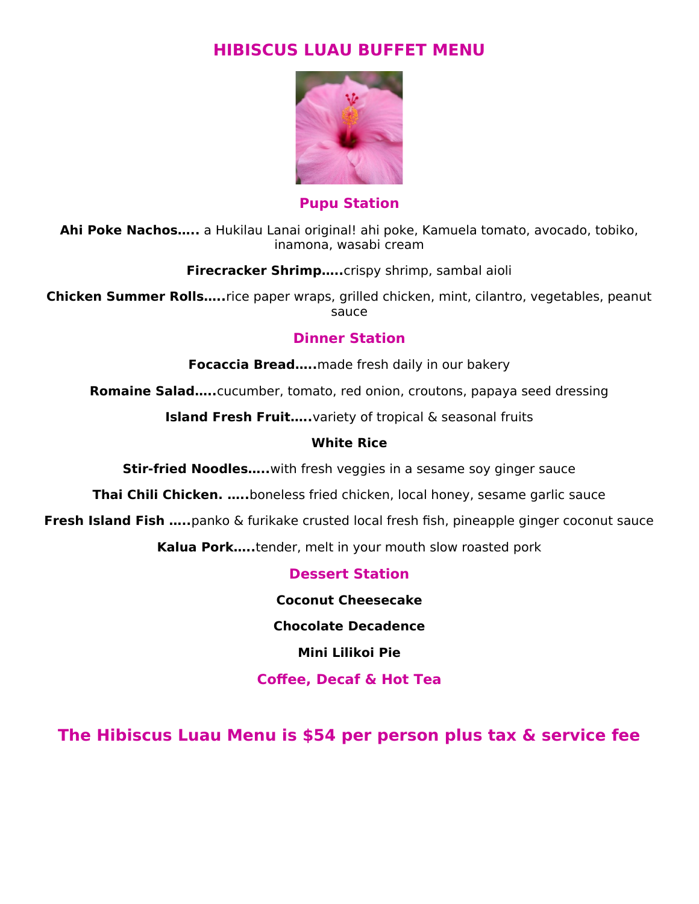# HIBISCUS LUAU BUFFET MENU

## Pupu Station

**Ahi Poke Nachos…..** a Hukilau Lanai original! ahi poke, Kamuela tomato, avocado, tobiko, inamona, wasabi cream

**Firecracker Shrimp…..**crispy shrimp, sambal aioli

**Chicken Summer Rolls…..**rice paper wraps, grilled chicken, mint, cilantro, vegetables, peanut sauce

## Dinner Station

**Focaccia Bread…..**made fresh daily in our bakery

**Romaine Salad…..**cucumber, tomato, red onion, croutons, papaya seed dressing

**Island Fresh Fruit…..**variety of tropical & seasonal fruits

**White Rice**

**Stir-fried Noodles…..**with fresh veggies in a sesame soy ginger sauce

**Thai Chili Chicken. …..**boneless fried chicken, local honey, sesame garlic sauce

**Fresh Island Fish …..**panko & furikake crusted local fresh fish, pineapple ginger coconut sauce

**Kalua Pork…..**tender, melt in your mouth slow roasted pork

## Dessert Station

**Coconut Cheesecake**

**Chocolate Decadence**

**Mini Lilikoi Pie**

## Coffee, Decaf & Hot Tea

## The Hibiscus Luau Menu is $54 per person plus tax & service fee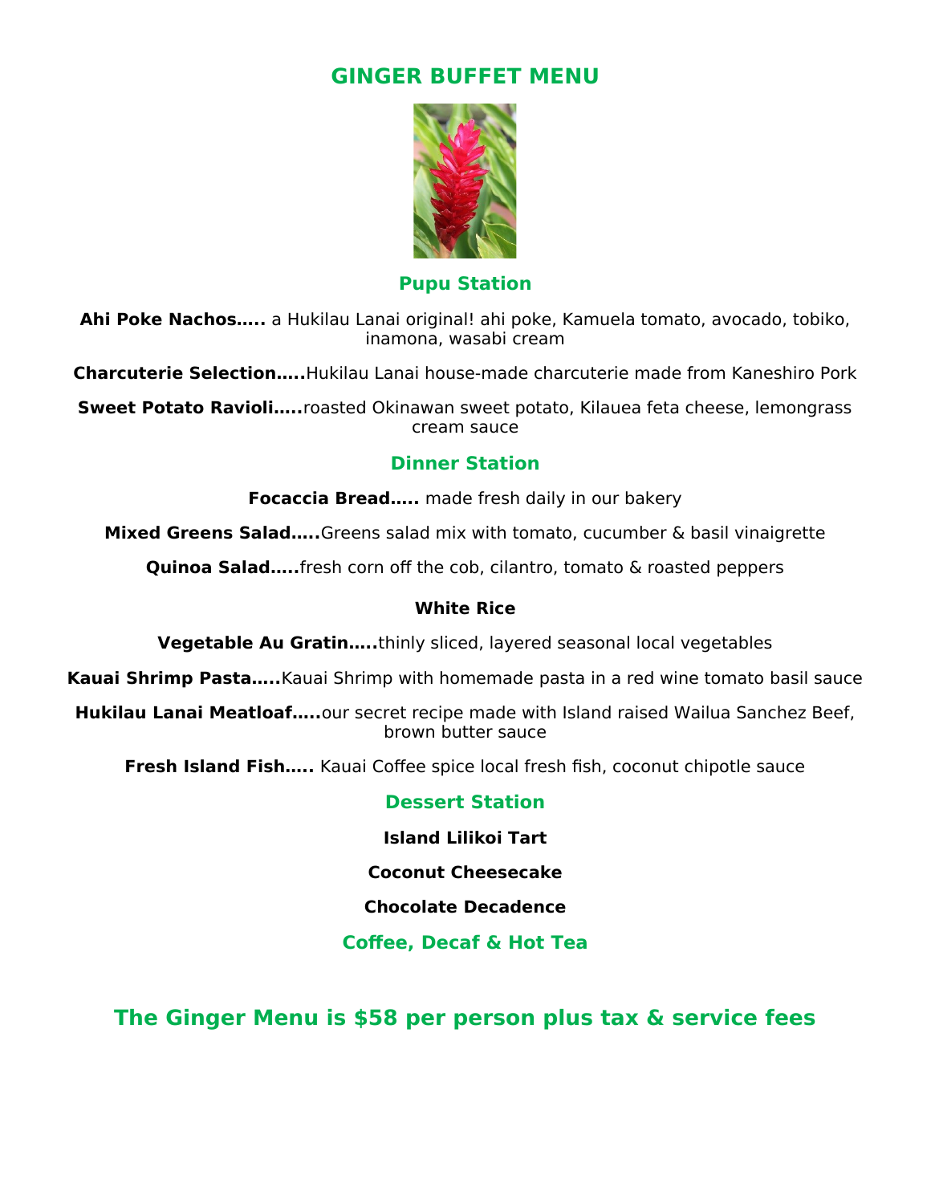# GINGER BUFFET MENU

## Pupu Station

**Ahi Poke Nachos…..** a Hukilau Lanai original! ahi poke, Kamuela tomato, avocado, tobiko, inamona, wasabi cream

**Charcuterie Selection…..**Hukilau Lanai house-made charcuterie made from Kaneshiro Pork

**Sweet Potato Ravioli…..**roasted Okinawan sweet potato, Kilauea feta cheese, lemongrass cream sauce

## Dinner Station

**Focaccia Bread…..** made fresh daily in our bakery

**Mixed Greens Salad…..**Greens salad mix with tomato, cucumber & basil vinaigrette

**Quinoa Salad…..**fresh corn off the cob, cilantro, tomato & roasted peppers

**White Rice**

**Vegetable Au Gratin…..**thinly sliced, layered seasonal local vegetables

**Kauai Shrimp Pasta…..**Kauai Shrimp with homemade pasta in a red wine tomato basil sauce

**Hukilau Lanai Meatloaf…..**our secret recipe made with Island raised Wailua Sanchez Beef, brown butter sauce

**Fresh Island Fish…..** Kauai Coffee spice local fresh fish, coconut chipotle sauce

## Dessert Station

**Island Lilikoi Tart**

**Coconut Cheesecake**

**Chocolate Decadence**

## Coffee, Decaf & Hot Tea

## The Ginger Menu is $58 per person plus tax & service fees